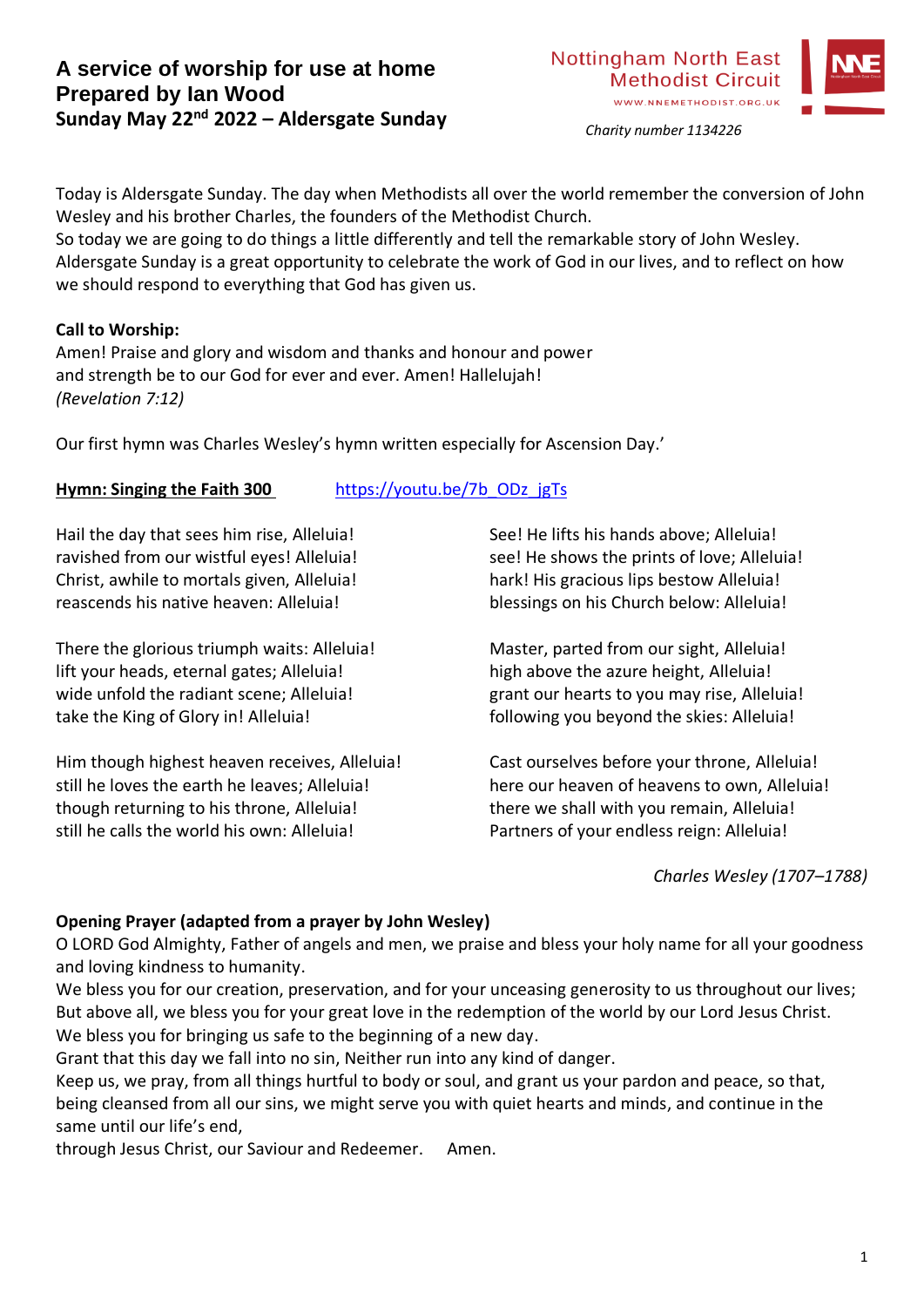# A service of worship for use at home
## Prepared by Ian Wood
### Sunday May 22nd 2022 – Aldersgate Sunday

Nottingham North East Methodist Circuit
WWW.NNEMETHODIST.ORG.UK

*Charity number 1134226*

Today is Aldersgate Sunday. The day when Methodists all over the world remember the conversion of John Wesley and his brother Charles, the founders of the Methodist Church.
So today we are going to do things a little differently and tell the remarkable story of John Wesley. Aldersgate Sunday is a great opportunity to celebrate the work of God in our lives, and to reflect on how we should respond to everything that God has given us.

**Call to Worship:**
Amen! Praise and glory and wisdom and thanks and honour and power
and strength be to our God for ever and ever. Amen! Hallelujah!
*(Revelation 7:12)*

Our first hymn was Charles Wesley's hymn written especially for Ascension Day.'

**Hymn: Singing the Faith 300** https://youtu.be/7b_ODz_jgTs

Hail the day that sees him rise, Alleluia!
ravished from our wistful eyes! Alleluia!
Christ, awhile to mortals given, Alleluia!
reascends his native heaven: Alleluia!

There the glorious triumph waits: Alleluia!
lift your heads, eternal gates; Alleluia!
wide unfold the radiant scene; Alleluia!
take the King of Glory in! Alleluia!

Him though highest heaven receives, Alleluia!
still he loves the earth he leaves; Alleluia!
though returning to his throne, Alleluia!
still he calls the world his own: Alleluia!

See! He lifts his hands above; Alleluia!
see! He shows the prints of love; Alleluia!
hark! His gracious lips bestow Alleluia!
blessings on his Church below: Alleluia!

Master, parted from our sight, Alleluia!
high above the azure height, Alleluia!
grant our hearts to you may rise, Alleluia!
following you beyond the skies: Alleluia!

Cast ourselves before your throne, Alleluia!
here our heaven of heavens to own, Alleluia!
there we shall with you remain, Alleluia!
Partners of your endless reign: Alleluia!

*Charles Wesley (1707–1788)*

**Opening Prayer (adapted from a prayer by John Wesley)**
O LORD God Almighty, Father of angels and men, we praise and bless your holy name for all your goodness and loving kindness to humanity.
We bless you for our creation, preservation, and for your unceasing generosity to us throughout our lives; But above all, we bless you for your great love in the redemption of the world by our Lord Jesus Christ.
We bless you for bringing us safe to the beginning of a new day.
Grant that this day we fall into no sin, Neither run into any kind of danger.
Keep us, we pray, from all things hurtful to body or soul, and grant us your pardon and peace, so that, being cleansed from all our sins, we might serve you with quiet hearts and minds, and continue in the same until our life's end,
through Jesus Christ, our Saviour and Redeemer. Amen.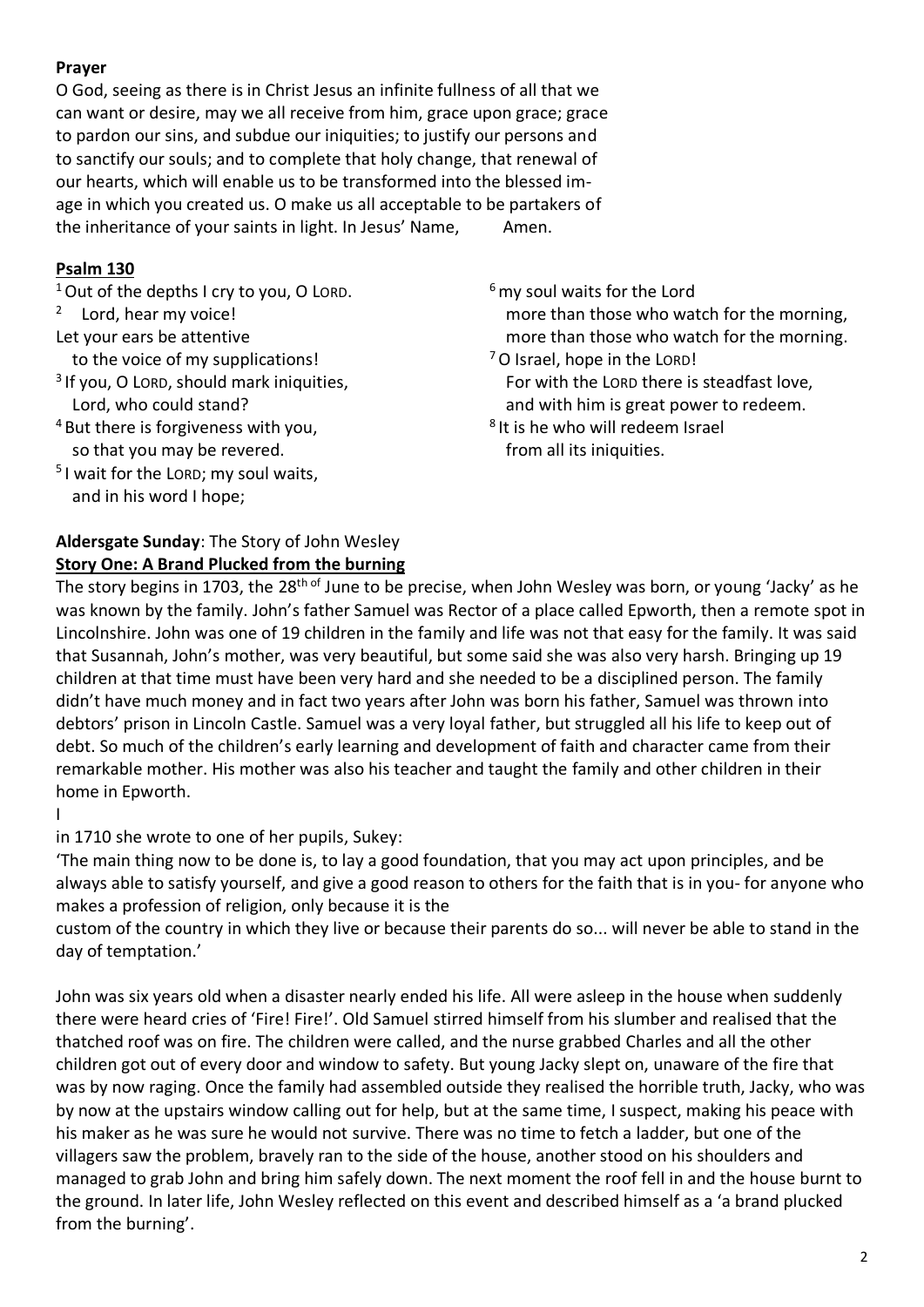**Prayer**

O God, seeing as there is in Christ Jesus an infinite fullness of all that we can want or desire, may we all receive from him, grace upon grace; grace to pardon our sins, and subdue our iniquities; to justify our persons and to sanctify our souls; and to complete that holy change, that renewal of our hearts, which will enable us to be transformed into the blessed image in which you created us. O make us all acceptable to be partakers of the inheritance of your saints in light. In Jesus' Name, Amen.

**Psalm 130**

[1] Out of the depths I cry to you, O LORD.
[2] Lord, hear my voice!
Let your ears be attentive
to the voice of my supplications!
[3] If you, O LORD, should mark iniquities,
Lord, who could stand?
[4] But there is forgiveness with you,
so that you may be revered.
[5] I wait for the LORD; my soul waits,
and in his word I hope;
[6] my soul waits for the Lord
more than those who watch for the morning,
more than those who watch for the morning.
[7] O Israel, hope in the LORD!
For with the LORD there is steadfast love,
and with him is great power to redeem.
[8] It is he who will redeem Israel
from all its iniquities.

**Aldersgate Sunday**: The Story of John Wesley

**Story One: A Brand Plucked from the burning**

The story begins in 1703, the 28th of June to be precise, when John Wesley was born, or young 'Jacky' as he was known by the family. John's father Samuel was Rector of a place called Epworth, then a remote spot in Lincolnshire. John was one of 19 children in the family and life was not that easy for the family. It was said that Susannah, John's mother, was very beautiful, but some said she was also very harsh. Bringing up 19 children at that time must have been very hard and she needed to be a disciplined person. The family didn't have much money and in fact two years after John was born his father, Samuel was thrown into debtors' prison in Lincoln Castle. Samuel was a very loyal father, but struggled all his life to keep out of debt. So much of the children's early learning and development of faith and character came from their remarkable mother. His mother was also his teacher and taught the family and other children in their home in Epworth.

I

in 1710 she wrote to one of her pupils, Sukey:

'The main thing now to be done is, to lay a good foundation, that you may act upon principles, and be always able to satisfy yourself, and give a good reason to others for the faith that is in you- for anyone who makes a profession of religion, only because it is the
custom of the country in which they live or because their parents do so... will never be able to stand in the day of temptation.'

John was six years old when a disaster nearly ended his life. All were asleep in the house when suddenly there were heard cries of 'Fire! Fire!'. Old Samuel stirred himself from his slumber and realised that the thatched roof was on fire. The children were called, and the nurse grabbed Charles and all the other children got out of every door and window to safety. But young Jacky slept on, unaware of the fire that was by now raging. Once the family had assembled outside they realised the horrible truth, Jacky, who was by now at the upstairs window calling out for help, but at the same time, I suspect, making his peace with his maker as he was sure he would not survive. There was no time to fetch a ladder, but one of the villagers saw the problem, bravely ran to the side of the house, another stood on his shoulders and managed to grab John and bring him safely down. The next moment the roof fell in and the house burnt to the ground. In later life, John Wesley reflected on this event and described himself as a 'a brand plucked from the burning'.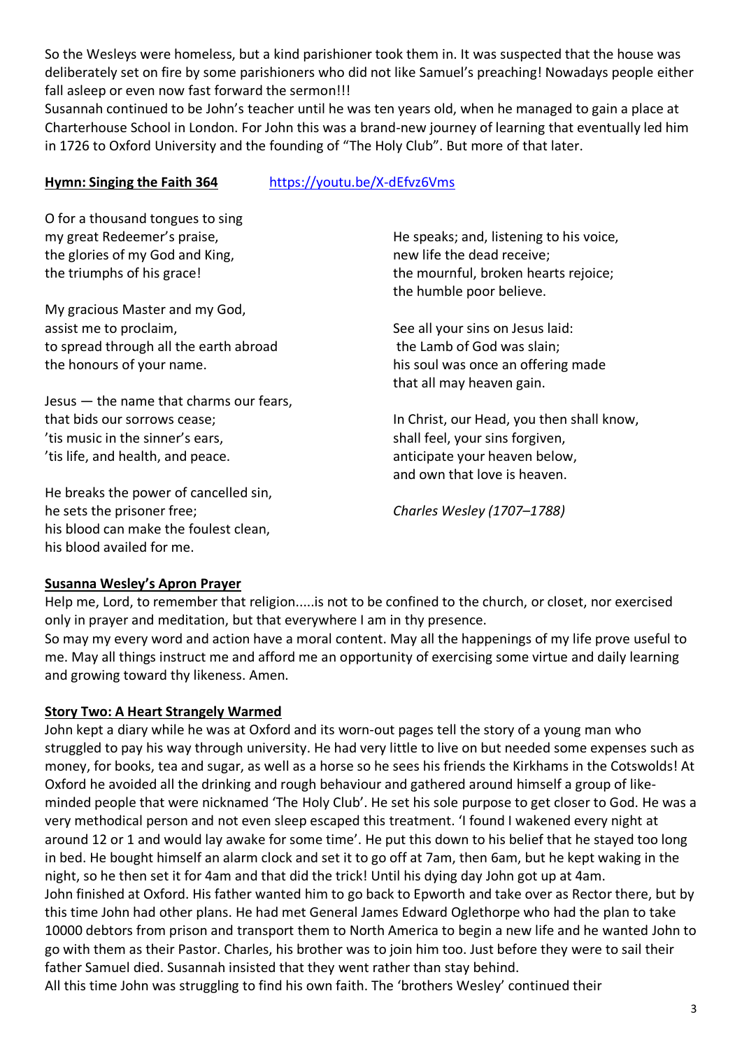So the Wesleys were homeless, but a kind parishioner took them in. It was suspected that the house was deliberately set on fire by some parishioners who did not like Samuel's preaching! Nowadays people either fall asleep or even now fast forward the sermon!!!

Susannah continued to be John's teacher until he was ten years old, when he managed to gain a place at Charterhouse School in London. For John this was a brand-new journey of learning that eventually led him in 1726 to Oxford University and the founding of "The Holy Club". But more of that later.

**Hymn: Singing the Faith 364** https://youtu.be/X-dEfvz6Vms

O for a thousand tongues to sing
my great Redeemer's praise,
the glories of my God and King,
the triumphs of his grace!

My gracious Master and my God,
assist me to proclaim,
to spread through all the earth abroad
the honours of your name.

Jesus — the name that charms our fears,
that bids our sorrows cease;
'tis music in the sinner's ears,
'tis life, and health, and peace.

He breaks the power of cancelled sin,
he sets the prisoner free;
his blood can make the foulest clean,
his blood availed for me.

He speaks; and, listening to his voice,
new life the dead receive;
the mournful, broken hearts rejoice;
the humble poor believe.

See all your sins on Jesus laid:
the Lamb of God was slain;
his soul was once an offering made
that all may heaven gain.

In Christ, our Head, you then shall know,
shall feel, your sins forgiven,
anticipate your heaven below,
and own that love is heaven.

*Charles Wesley (1707–1788)*

**Susanna Wesley's Apron Prayer**

Help me, Lord, to remember that religion.....is not to be confined to the church, or closet, nor exercised only in prayer and meditation, but that everywhere I am in thy presence.

So may my every word and action have a moral content. May all the happenings of my life prove useful to me. May all things instruct me and afford me an opportunity of exercising some virtue and daily learning and growing toward thy likeness. Amen.

**Story Two: A Heart Strangely Warmed**

John kept a diary while he was at Oxford and its worn-out pages tell the story of a young man who struggled to pay his way through university. He had very little to live on but needed some expenses such as money, for books, tea and sugar, as well as a horse so he sees his friends the Kirkhams in the Cotswolds! At Oxford he avoided all the drinking and rough behaviour and gathered around himself a group of like-minded people that were nicknamed 'The Holy Club'. He set his sole purpose to get closer to God. He was a very methodical person and not even sleep escaped this treatment. 'I found I wakened every night at around 12 or 1 and would lay awake for some time'. He put this down to his belief that he stayed too long in bed. He bought himself an alarm clock and set it to go off at 7am, then 6am, but he kept waking in the night, so he then set it for 4am and that did the trick! Until his dying day John got up at 4am.

John finished at Oxford. His father wanted him to go back to Epworth and take over as Rector there, but by this time John had other plans. He had met General James Edward Oglethorpe who had the plan to take 10000 debtors from prison and transport them to North America to begin a new life and he wanted John to go with them as their Pastor. Charles, his brother was to join him too. Just before they were to sail their father Samuel died. Susannah insisted that they went rather than stay behind.

All this time John was struggling to find his own faith. The 'brothers Wesley' continued their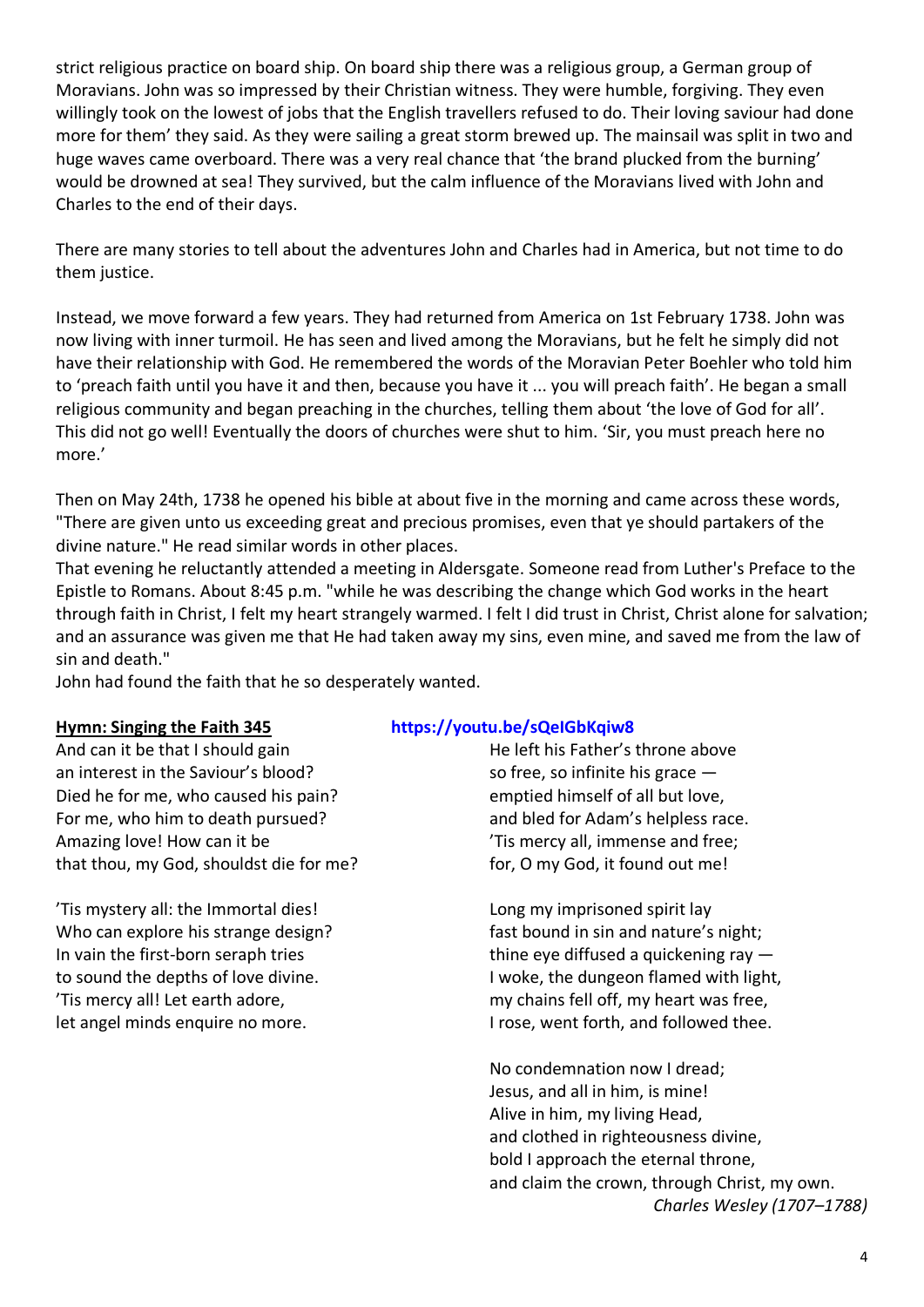strict religious practice on board ship. On board ship there was a religious group, a German group of Moravians. John was so impressed by their Christian witness. They were humble, forgiving. They even willingly took on the lowest of jobs that the English travellers refused to do. Their loving saviour had done more for them' they said. As they were sailing a great storm brewed up. The mainsail was split in two and huge waves came overboard. There was a very real chance that 'the brand plucked from the burning' would be drowned at sea! They survived, but the calm influence of the Moravians lived with John and Charles to the end of their days.

There are many stories to tell about the adventures John and Charles had in America, but not time to do them justice.

Instead, we move forward a few years. They had returned from America on 1st February 1738. John was now living with inner turmoil. He has seen and lived among the Moravians, but he felt he simply did not have their relationship with God. He remembered the words of the Moravian Peter Boehler who told him to 'preach faith until you have it and then, because you have it ... you will preach faith'. He began a small religious community and began preaching in the churches, telling them about 'the love of God for all'. This did not go well! Eventually the doors of churches were shut to him. 'Sir, you must preach here no more.'

Then on May 24th, 1738 he opened his bible at about five in the morning and came across these words, "There are given unto us exceeding great and precious promises, even that ye should partakers of the divine nature." He read similar words in other places.
That evening he reluctantly attended a meeting in Aldersgate. Someone read from Luther's Preface to the Epistle to Romans. About 8:45 p.m. "while he was describing the change which God works in the heart through faith in Christ, I felt my heart strangely warmed. I felt I did trust in Christ, Christ alone for salvation; and an assurance was given me that He had taken away my sins, even mine, and saved me from the law of sin and death."
John had found the faith that he so desperately wanted.

**Hymn: Singing the Faith 345** **https://youtu.be/sQeIGbKqiw8**

And can it be that I should gain
an interest in the Saviour's blood?
Died he for me, who caused his pain?
For me, who him to death pursued?
Amazing love! How can it be
that thou, my God, shouldst die for me?

'Tis mystery all: the Immortal dies!
Who can explore his strange design?
In vain the first-born seraph tries
to sound the depths of love divine.
'Tis mercy all! Let earth adore,
let angel minds enquire no more.

He left his Father's throne above
so free, so infinite his grace —
emptied himself of all but love,
and bled for Adam's helpless race.
'Tis mercy all, immense and free;
for, O my God, it found out me!

Long my imprisoned spirit lay
fast bound in sin and nature's night;
thine eye diffused a quickening ray —
I woke, the dungeon flamed with light,
my chains fell off, my heart was free,
I rose, went forth, and followed thee.

No condemnation now I dread;
Jesus, and all in him, is mine!
Alive in him, my living Head,
and clothed in righteousness divine,
bold I approach the eternal throne,
and claim the crown, through Christ, my own.

*Charles Wesley (1707–1788)*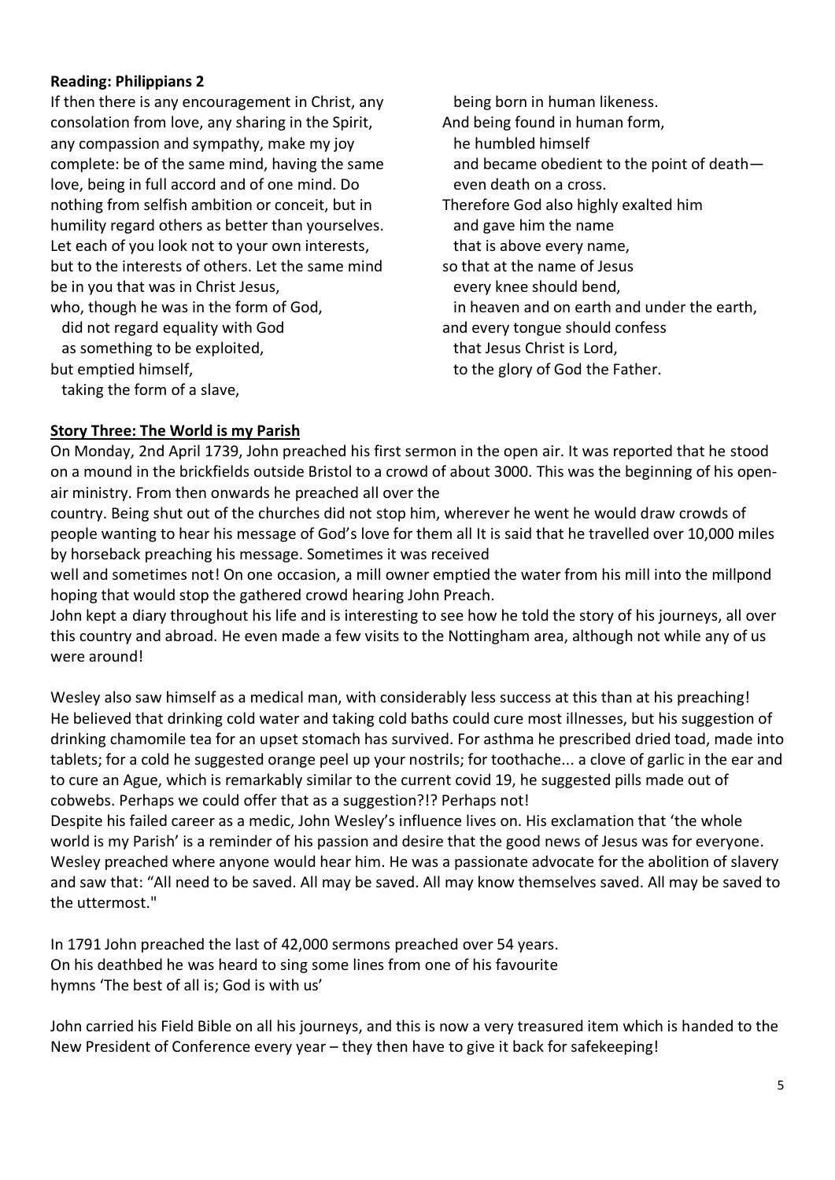**Reading: Philippians 2**

If then there is any encouragement in Christ, any consolation from love, any sharing in the Spirit, any compassion and sympathy, make my joy complete: be of the same mind, having the same love, being in full accord and of one mind. Do nothing from selfish ambition or conceit, but in humility regard others as better than yourselves. Let each of you look not to your own interests, but to the interests of others. Let the same mind be in you that was in Christ Jesus,

who, though he was in the form of God,
  did not regard equality with God
  as something to be exploited,
but emptied himself,
  taking the form of a slave,
  being born in human likeness.
And being found in human form,
  he humbled himself
  and became obedient to the point of death—
  even death on a cross.
Therefore God also highly exalted him
  and gave him the name
  that is above every name,
so that at the name of Jesus
  every knee should bend,
  in heaven and on earth and under the earth,
and every tongue should confess
  that Jesus Christ is Lord,
  to the glory of God the Father.

**Story Three: The World is my Parish**

On Monday, 2nd April 1739, John preached his first sermon in the open air. It was reported that he stood on a mound in the brickfields outside Bristol to a crowd of about 3000. This was the beginning of his open-air ministry. From then onwards he preached all over the country. Being shut out of the churches did not stop him, wherever he went he would draw crowds of people wanting to hear his message of God's love for them all It is said that he travelled over 10,000 miles by horseback preaching his message. Sometimes it was received well and sometimes not! On one occasion, a mill owner emptied the water from his mill into the millpond hoping that would stop the gathered crowd hearing John Preach.

John kept a diary throughout his life and is interesting to see how he told the story of his journeys, all over this country and abroad. He even made a few visits to the Nottingham area, although not while any of us were around!

Wesley also saw himself as a medical man, with considerably less success at this than at his preaching! He believed that drinking cold water and taking cold baths could cure most illnesses, but his suggestion of drinking chamomile tea for an upset stomach has survived. For asthma he prescribed dried toad, made into tablets; for a cold he suggested orange peel up your nostrils; for toothache... a clove of garlic in the ear and to cure an Ague, which is remarkably similar to the current covid 19, he suggested pills made out of cobwebs. Perhaps we could offer that as a suggestion?!? Perhaps not!

Despite his failed career as a medic, John Wesley's influence lives on. His exclamation that 'the whole world is my Parish' is a reminder of his passion and desire that the good news of Jesus was for everyone. Wesley preached where anyone would hear him. He was a passionate advocate for the abolition of slavery and saw that: "All need to be saved. All may be saved. All may know themselves saved. All may be saved to the uttermost."

In 1791 John preached the last of 42,000 sermons preached over 54 years.
On his deathbed he was heard to sing some lines from one of his favourite hymns 'The best of all is; God is with us'

John carried his Field Bible on all his journeys, and this is now a very treasured item which is handed to the New President of Conference every year – they then have to give it back for safekeeping!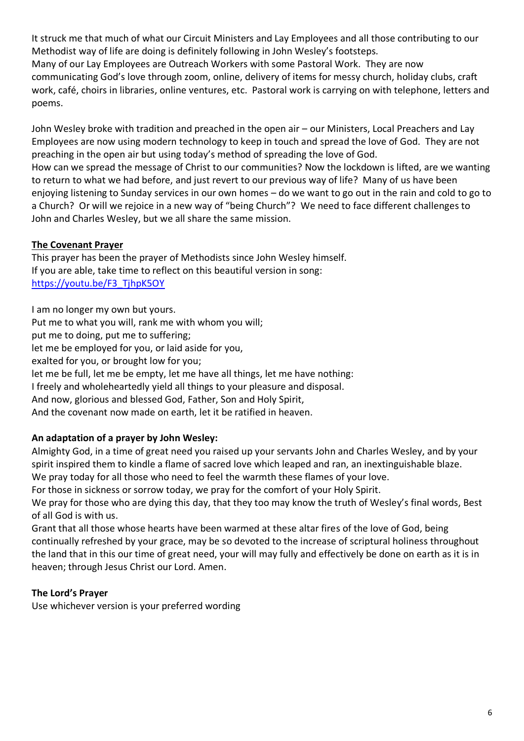It struck me that much of what our Circuit Ministers and Lay Employees and all those contributing to our Methodist way of life are doing is definitely following in John Wesley's footsteps.
Many of our Lay Employees are Outreach Workers with some Pastoral Work. They are now communicating God's love through zoom, online, delivery of items for messy church, holiday clubs, craft work, café, choirs in libraries, online ventures, etc. Pastoral work is carrying on with telephone, letters and poems.

John Wesley broke with tradition and preached in the open air – our Ministers, Local Preachers and Lay Employees are now using modern technology to keep in touch and spread the love of God. They are not preaching in the open air but using today's method of spreading the love of God.
How can we spread the message of Christ to our communities? Now the lockdown is lifted, are we wanting to return to what we had before, and just revert to our previous way of life? Many of us have been enjoying listening to Sunday services in our own homes – do we want to go out in the rain and cold to go to a Church? Or will we rejoice in a new way of "being Church"? We need to face different challenges to John and Charles Wesley, but we all share the same mission.

**The Covenant Prayer**

This prayer has been the prayer of Methodists since John Wesley himself.
If you are able, take time to reflect on this beautiful version in song:
https://youtu.be/F3_TjhpK5OY

I am no longer my own but yours.
Put me to what you will, rank me with whom you will;
put me to doing, put me to suffering;
let me be employed for you, or laid aside for you,
exalted for you, or brought low for you;
let me be full, let me be empty, let me have all things, let me have nothing:
I freely and wholeheartedly yield all things to your pleasure and disposal.
And now, glorious and blessed God, Father, Son and Holy Spirit,
And the covenant now made on earth, let it be ratified in heaven.

**An adaptation of a prayer by John Wesley:**

Almighty God, in a time of great need you raised up your servants John and Charles Wesley, and by your spirit inspired them to kindle a flame of sacred love which leaped and ran, an inextinguishable blaze.
We pray today for all those who need to feel the warmth these flames of your love.
For those in sickness or sorrow today, we pray for the comfort of your Holy Spirit.
We pray for those who are dying this day, that they too may know the truth of Wesley's final words, Best of all God is with us.
Grant that all those whose hearts have been warmed at these altar fires of the love of God, being continually refreshed by your grace, may be so devoted to the increase of scriptural holiness throughout the land that in this our time of great need, your will may fully and effectively be done on earth as it is in heaven; through Jesus Christ our Lord. Amen.

**The Lord's Prayer**

Use whichever version is your preferred wording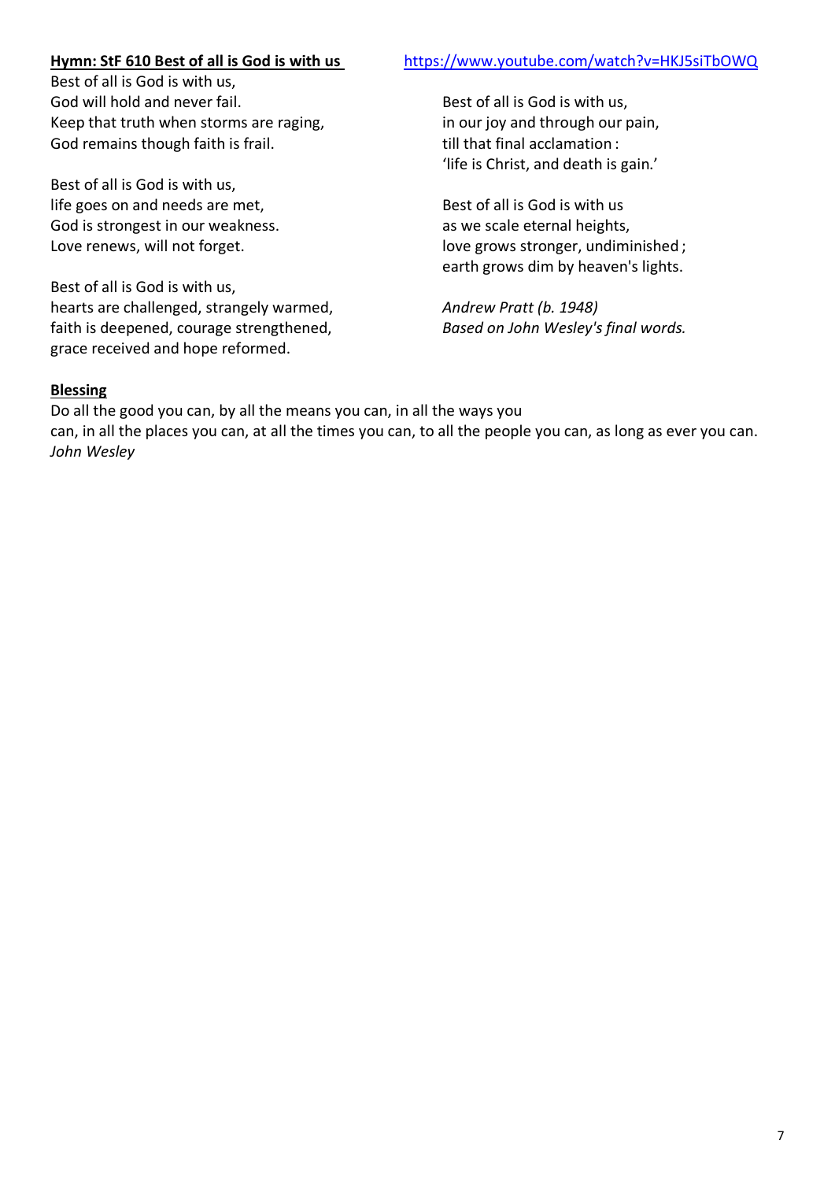**Hymn: StF 610 Best of all is God is with us** https://www.youtube.com/watch?v=HKJ5siTbOWQ

Best of all is God is with us,
God will hold and never fail.
Keep that truth when storms are raging,
God remains though faith is frail.

Best of all is God is with us,
life goes on and needs are met,
God is strongest in our weakness.
Love renews, will not forget.

Best of all is God is with us,
hearts are challenged, strangely warmed,
faith is deepened, courage strengthened,
grace received and hope reformed.

Best of all is God is with us,
in our joy and through our pain,
till that final acclamation :
'life is Christ, and death is gain.'

Best of all is God is with us
as we scale eternal heights,
love grows stronger, undiminished ;
earth grows dim by heaven's lights.

*Andrew Pratt (b. 1948)*
*Based on John Wesley's final words.*

**Blessing**

Do all the good you can, by all the means you can, in all the ways you can, in all the places you can, at all the times you can, to all the people you can, as long as ever you can.
*John Wesley*